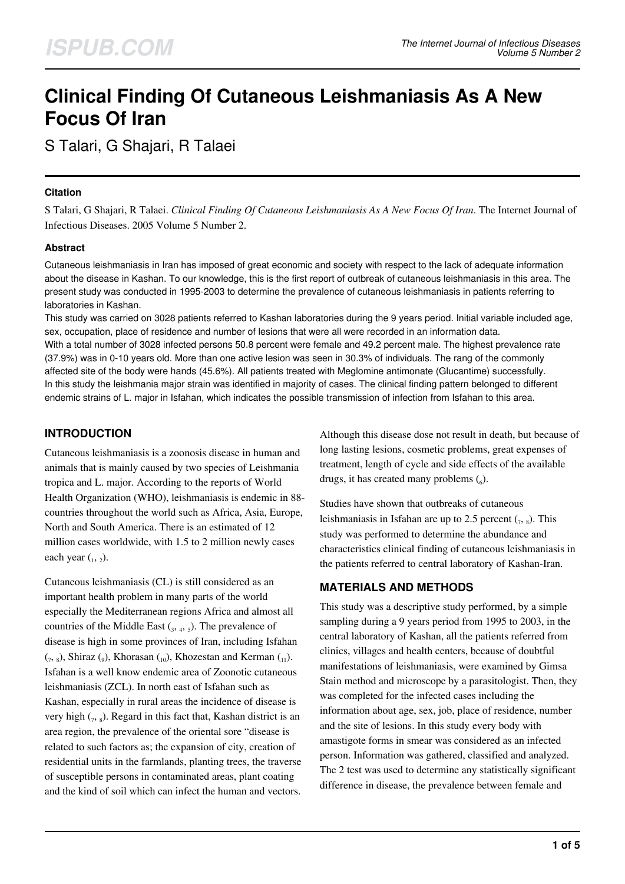# Clinical Finding Of Cutaneous Leishmaniasis As A New Focus Of Iran

S Talari, G Shajari, R Talaei

### Citation

S Talari, G Shajari, R Talaei. *Clinical Finding Of Cutaneous Leishmaniasis As A New Focus Of Iran*. The Internet Journal of Infectious Diseases. 2005 Volume 5 Number 2.

### Abstract

Cutaneous leishmaniasis in Iran has imposed of great economic and society with respect to the lack of adequate information about the disease in Kashan. To our knowledge, this is the first report of outbreak of cutaneous leishmaniasis in this area. The present study was conducted in 1995-2003 to determine the prevalence of cutaneous leishmaniasis in patients referring to laboratories in Kashan.

This study was carried on 3028 patients referred to Kashan laboratories during the 9 years period. Initial variable included age, sex, occupation, place of residence and number of lesions that were all were recorded in an information data.

With a total number of 3028 infected persons 50.8 percent were female and 49.2 percent male. The highest prevalence rate (37.9%) was in 0-10 years old. More than one active lesion was seen in 30.3% of individuals. The rang of the commonly affected site of the body were hands (45.6%). All patients treated with Meglomine antimonate (Glucantime) successfully.

In this study the leishmania major strain was identified in majority of cases. The clinical finding pattern belonged to different endemic strains of L. major in Isfahan, which indicates the possible transmission of infection from Isfahan to this area.

## INTRODUCTION

Cutaneous leishmaniasis is a zoonosis disease in human and animals that is mainly caused by two species of Leishmania tropica and L. major. According to the reports of World Health Organization (WHO), leishmaniasis is endemic in 88-countries throughout the world such as Africa, Asia, Europe, North and South America. There is an estimated of 12 million cases worldwide, with 1.5 to 2 million newly cases each year (1, 2).

Cutaneous leishmaniasis (CL) is still considered as an important health problem in many parts of the world especially the Mediterranean regions Africa and almost all countries of the Middle East (3, 4, 5). The prevalence of disease is high in some provinces of Iran, including Isfahan (7, 8), Shiraz (9), Khorasan (10), Khozestan and Kerman (11). Isfahan is a well know endemic area of Zoonotic cutaneous leishmaniasis (ZCL). In north east of Isfahan such as Kashan, especially in rural areas the incidence of disease is very high (7, 8). Regard in this fact that, Kashan district is an area region, the prevalence of the oriental sore "disease is related to such factors as; the expansion of city, creation of residential units in the farmlands, planting trees, the traverse of susceptible persons in contaminated areas, plant coating and the kind of soil which can infect the human and vectors.

Although this disease dose not result in death, but because of long lasting lesions, cosmetic problems, great expenses of treatment, length of cycle and side effects of the available drugs, it has created many problems (6).

Studies have shown that outbreaks of cutaneous leishmaniasis in Isfahan are up to 2.5 percent (7, 8). This study was performed to determine the abundance and characteristics clinical finding of cutaneous leishmaniasis in the patients referred to central laboratory of Kashan-Iran.

## MATERIALS AND METHODS

This study was a descriptive study performed, by a simple sampling during a 9 years period from 1995 to 2003, in the central laboratory of Kashan, all the patients referred from clinics, villages and health centers, because of doubtful manifestations of leishmaniasis, were examined by Gimsa Stain method and microscope by a parasitologist. Then, they was completed for the infected cases including the information about age, sex, job, place of residence, number and the site of lesions. In this study every body with amastigote forms in smear was considered as an infected person. Information was gathered, classified and analyzed. The 2 test was used to determine any statistically significant difference in disease, the prevalence between female and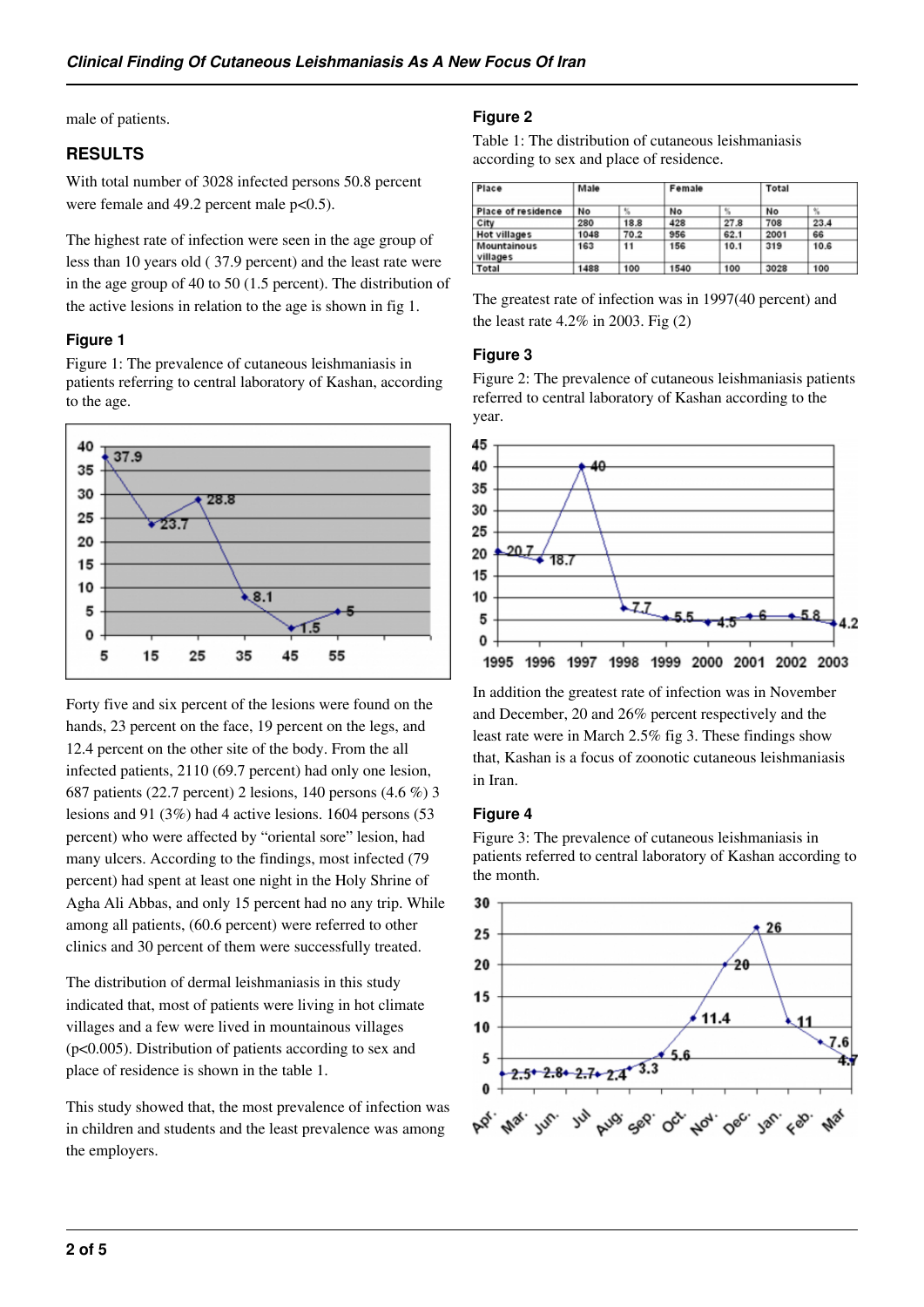male of patients.

## RESULTS

With total number of 3028 infected persons 50.8 percent were female and 49.2 percent male $p<0.5$).

The highest rate of infection were seen in the age group of less than 10 years old ( 37.9 percent) and the least rate were in the age group of 40 to 50 (1.5 percent). The distribution of the active lesions in relation to the age is shown in fig 1.

### Figure 1

Figure 1: The prevalence of cutaneous leishmaniasis in patients referring to central laboratory of Kashan, according to the age.

Forty five and six percent of the lesions were found on the hands, 23 percent on the face, 19 percent on the legs, and 12.4 percent on the other site of the body. From the all infected patients, 2110 (69.7 percent) had only one lesion, 687 patients (22.7 percent) 2 lesions, 140 persons (4.6 %) 3 lesions and 91 (3%) had 4 active lesions. 1604 persons (53 percent) who were affected by "oriental sore" lesion, had many ulcers. According to the findings, most infected (79 percent) had spent at least one night in the Holy Shrine of Agha Ali Abbas, and only 15 percent had no any trip. While among all patients, (60.6 percent) were referred to other clinics and 30 percent of them were successfully treated.

The distribution of dermal leishmaniasis in this study indicated that, most of patients were living in hot climate villages and a few were lived in mountainous villages ($p<0.005$). Distribution of patients according to sex and place of residence is shown in the table 1.

This study showed that, the most prevalence of infection was in children and students and the least prevalence was among the employers.

### Figure 2

Table 1: The distribution of cutaneous leishmaniasis according to sex and place of residence.

| Place | Male | | Female | | Total | |
|---|---|---|---|---|---|---|
| Place of residence | No | % | No | % | No | % |
| City | 280 | 18.8 | 428 | 27.8 | 708 | 23.4 |
| Hot villages | 1048 | 70.2 | 956 | 62.1 | 2001 | 66 |
| Mountainous villages | 163 | 11 | 156 | 10.1 | 319 | 10.6 |
| Total | 1488 | 100 | 1540 | 100 | 3028 | 100 |

The greatest rate of infection was in 1997(40 percent) and the least rate 4.2% in 2003. Fig (2)

### Figure 3

Figure 2: The prevalence of cutaneous leishmaniasis patients referred to central laboratory of Kashan according to the year.

In addition the greatest rate of infection was in November and December, 20 and 26% percent respectively and the least rate were in March 2.5% fig 3. These findings show that, Kashan is a focus of zoonotic cutaneous leishmaniasis in Iran.

### Figure 4

Figure 3: The prevalence of cutaneous leishmaniasis in patients referred to central laboratory of Kashan according to the month.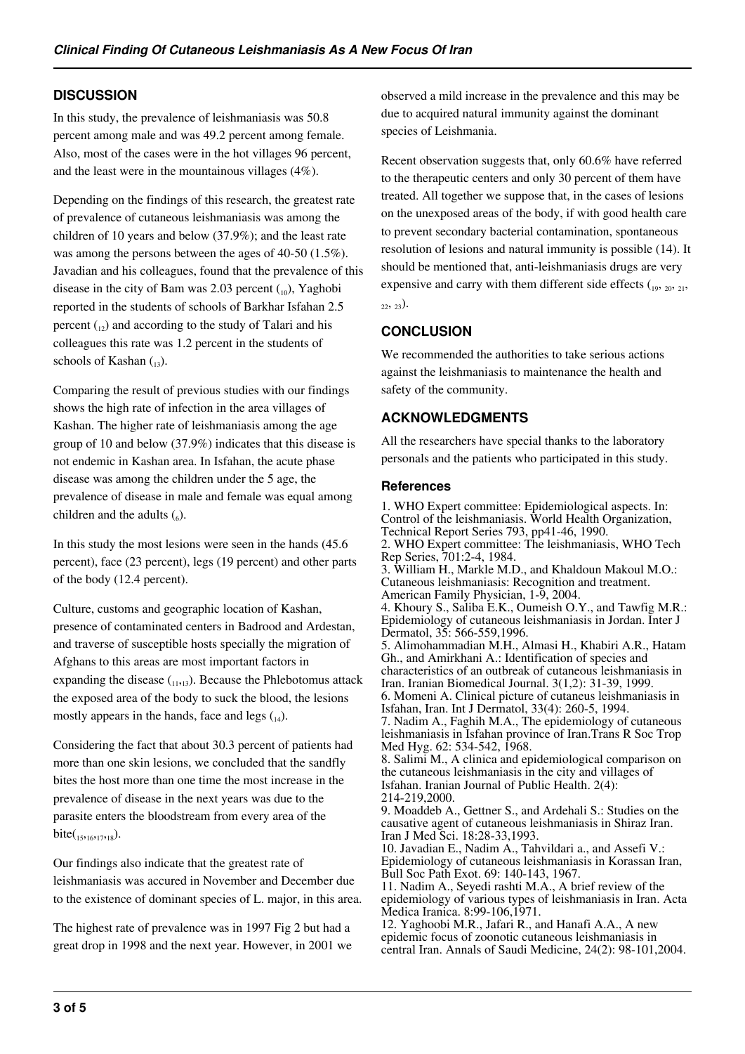## DISCUSSION

In this study, the prevalence of leishmaniasis was 50.8 percent among male and was 49.2 percent among female. Also, most of the cases were in the hot villages 96 percent, and the least were in the mountainous villages (4%).

Depending on the findings of this research, the greatest rate of prevalence of cutaneous leishmaniasis was among the children of 10 years and below (37.9%); and the least rate was among the persons between the ages of 40-50 (1.5%). Javadian and his colleagues, found that the prevalence of this disease in the city of Bam was 2.03 percent [10], Yaghobi reported in the students of schools of Barkhar Isfahan 2.5 percent [12] and according to the study of Talari and his colleagues this rate was 1.2 percent in the students of schools of Kashan [13].

Comparing the result of previous studies with our findings shows the high rate of infection in the area villages of Kashan. The higher rate of leishmaniasis among the age group of 10 and below (37.9%) indicates that this disease is not endemic in Kashan area. In Isfahan, the acute phase disease was among the children under the 5 age, the prevalence of disease in male and female was equal among children and the adults [6].

In this study the most lesions were seen in the hands (45.6 percent), face (23 percent), legs (19 percent) and other parts of the body (12.4 percent).

Culture, customs and geographic location of Kashan, presence of contaminated centers in Badrood and Ardestan, and traverse of susceptible hosts specially the migration of Afghans to this areas are most important factors in expanding the disease [11,13]. Because the Phlebotomus attack the exposed area of the body to suck the blood, the lesions mostly appears in the hands, face and legs [14].

Considering the fact that about 30.3 percent of patients had more than one skin lesions, we concluded that the sandfly bites the host more than one time the most increase in the prevalence of disease in the next years was due to the parasite enters the bloodstream from every area of the bite[15,16,17,18].

Our findings also indicate that the greatest rate of leishmaniasis was accured in November and December due to the existence of dominant species of L. major, in this area.

The highest rate of prevalence was in 1997 Fig 2 but had a great drop in 1998 and the next year. However, in 2001 we observed a mild increase in the prevalence and this may be due to acquired natural immunity against the dominant species of Leishmania.

Recent observation suggests that, only 60.6% have referred to the therapeutic centers and only 30 percent of them have treated. All together we suppose that, in the cases of lesions on the unexposed areas of the body, if with good health care to prevent secondary bacterial contamination, spontaneous resolution of lesions and natural immunity is possible (14). It should be mentioned that, anti-leishmaniasis drugs are very expensive and carry with them different side effects [19, 20, 21, 22, 23].

## CONCLUSION

We recommended the authorities to take serious actions against the leishmaniasis to maintenance the health and safety of the community.

## ACKNOWLEDGMENTS

All the researchers have special thanks to the laboratory personals and the patients who participated in this study.

### References

1. WHO Expert committee: Epidemiological aspects. In: Control of the leishmaniasis. World Health Organization, Technical Report Series 793, pp41-46, 1990.
2. WHO Expert committee: The leishmaniasis, WHO Tech Rep Series, 701:2-4, 1984.
3. William H., Markle M.D., and Khaldoun Makoul M.O.: Cutaneous leishmaniasis: Recognition and treatment. American Family Physician, 1-9, 2004.
4. Khoury S., Saliba E.K., Oumeish O.Y., and Tawfig M.R.: Epidemiology of cutaneous leishmaniasis in Jordan. Inter J Dermatol, 35: 566-559,1996.
5. Alimohammadian M.H., Almasi H., Khabiri A.R., Hatam Gh., and Amirkhani A.: Identification of species and characteristics of an outbreak of cutaneous leishmaniasis in Iran. Iranian Biomedical Journal. 3(1,2): 31-39, 1999.
6. Momeni A. Clinical picture of cutaneous leishmaniasis in Isfahan, Iran. Int J Dermatol, 33(4): 260-5, 1994.
7. Nadim A., Faghih M.A., The epidemiology of cutaneous leishmaniasis in Isfahan province of Iran.Trans R Soc Trop Med Hyg. 62: 534-542, 1968.
8. Salimi M., A clinica and epidemiological comparison on the cutaneous leishmaniasis in the city and villages of Isfahan. Iranian Journal of Public Health. 2(4): 214-219,2000.
9. Moaddeb A., Gettner S., and Ardehali S.: Studies on the causative agent of cutaneous leishmaniasis in Shiraz Iran. Iran J Med Sci. 18:28-33,1993.
10. Javadian E., Nadim A., Tahvildari a., and Assefi V.: Epidemiology of cutaneous leishmaniasis in Korassan Iran, Bull Soc Path Exot. 69: 140-143, 1967.
11. Nadim A., Seyedi rashti M.A., A brief review of the epidemiology of various types of leishmaniasis in Iran. Acta Medica Iranica. 8:99-106,1971.
12. Yaghoobi M.R., Jafari R., and Hanafi A.A., A new epidemic focus of zoonotic cutaneous leishmaniasis in central Iran. Annals of Saudi Medicine, 24(2): 98-101,2004.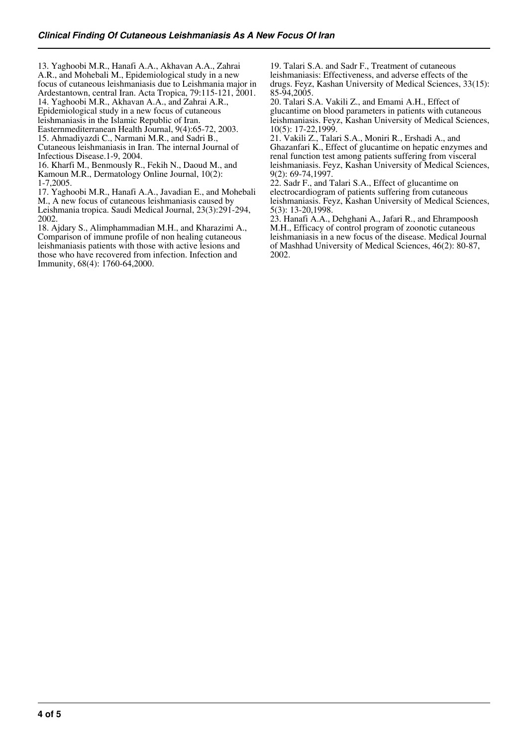13. Yaghoobi M.R., Hanafi A.A., Akhavan A.A., Zahrai A.R., and Mohebali M., Epidemiological study in a new focus of cutaneous leishmaniasis due to Leishmania major in Ardestantown, central Iran. Acta Tropica, 79:115-121, 2001.

14. Yaghoobi M.R., Akhavan A.A., and Zahrai A.R., Epidemiological study in a new focus of cutaneous leishmaniasis in the Islamic Republic of Iran. Easternmediterranean Health Journal, 9(4):65-72, 2003.

15. Ahmadiyazdi C., Narmani M.R., and Sadri B., Cutaneous leishmaniasis in Iran. The internal Journal of Infectious Disease.1-9, 2004.

16. Kharfi M., Benmously R., Fekih N., Daoud M., and Kamoun M.R., Dermatology Online Journal, 10(2): 1-7,2005.

17. Yaghoobi M.R., Hanafi A.A., Javadian E., and Mohebali M., A new focus of cutaneous leishmaniasis caused by Leishmania tropica. Saudi Medical Journal, 23(3):291-294, 2002.

18. Ajdary S., Alimphammadian M.H., and Kharazimi A., Comparison of immune profile of non healing cutaneous leishmaniasis patients with those with active lesions and those who have recovered from infection. Infection and Immunity, 68(4): 1760-64,2000.

19. Talari S.A. and Sadr F., Treatment of cutaneous leishmaniasis: Effectiveness, and adverse effects of the drugs. Feyz, Kashan University of Medical Sciences, 33(15): 85-94,2005.

20. Talari S.A. Vakili Z., and Emami A.H., Effect of glucantime on blood parameters in patients with cutaneous leishmaniasis. Feyz, Kashan University of Medical Sciences, 10(5): 17-22,1999.

21. Vakili Z., Talari S.A., Moniri R., Ershadi A., and Ghazanfari K., Effect of glucantime on hepatic enzymes and renal function test among patients suffering from visceral leishmaniasis. Feyz, Kashan University of Medical Sciences, 9(2): 69-74,1997.

22. Sadr F., and Talari S.A., Effect of glucantime on electrocardiogram of patients suffering from cutaneous leishmaniasis. Feyz, Kashan University of Medical Sciences, 5(3): 13-20,1998.

23. Hanafi A.A., Dehghani A., Jafari R., and Ehrampoosh M.H., Efficacy of control program of zoonotic cutaneous leishmaniasis in a new focus of the disease. Medical Journal of Mashhad University of Medical Sciences, 46(2): 80-87, 2002.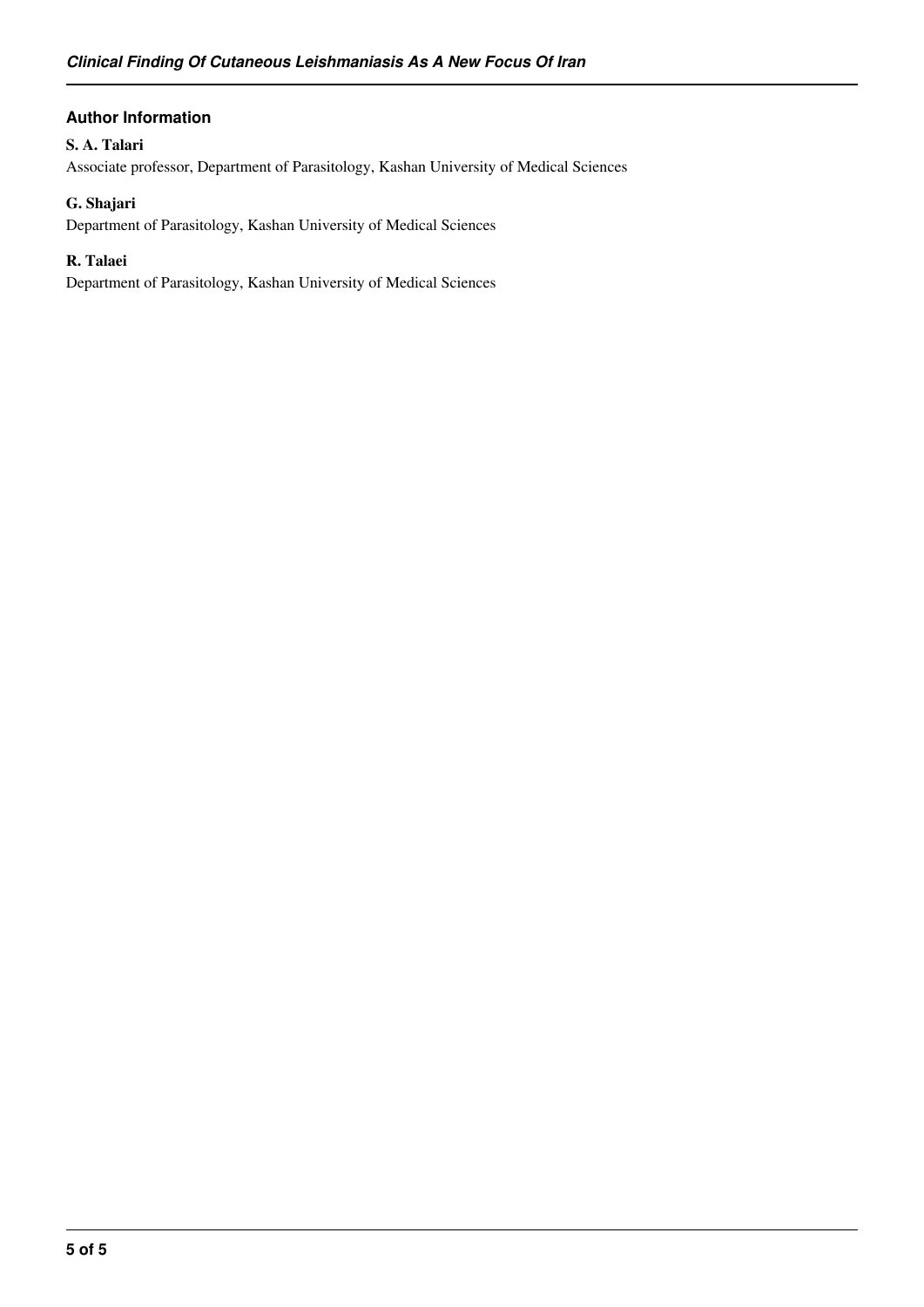## Author Information

**S. A. Talari**
Associate professor, Department of Parasitology, Kashan University of Medical Sciences

**G. Shajari**
Department of Parasitology, Kashan University of Medical Sciences

**R. Talaei**
Department of Parasitology, Kashan University of Medical Sciences